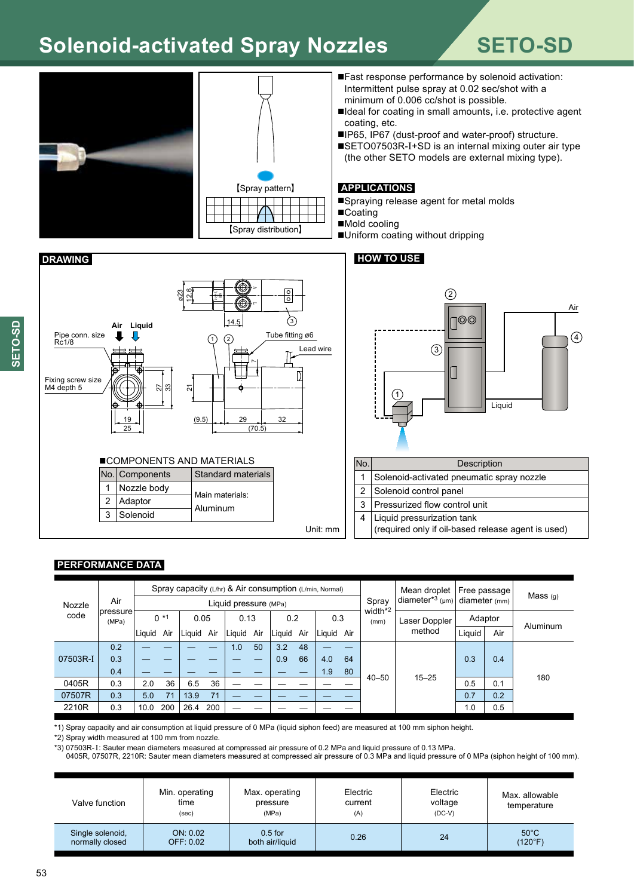# Solenoid-activated Spray Nozzles

## SETO-SD

【Spray pattern】

【Spray distribution】

- Fast response performance by solenoid activation: Intermittent pulse spray at 0.02 sec/shot with a minimum of 0.006 cc/shot is possible.
- Ideal for coating in small amounts, i.e. protective agent coating, etc.
- IP65, IP67 (dust-proof and water-proof) structure.
- SETO07503R-I+SD is an internal mixing outer air type (the other SETO models are external mixing type).

### APPLICATIONS

- Spraying release agent for metal molds
- Coating
- Mold cooling
- Uniform coating without dripping

### DRAWING

Pipe conn. size Rc1/8

Air Liquid

Fixing screw size M4 depth 5

Tube fitting ø6

Lead wire

Unit: mm

■COMPONENTS AND MATERIALS

| No. | Components | Standard materials |
|---|---|---|
| 1 | Nozzle body | Main materials: Aluminum |
| 2 | Adaptor | |
| 3 | Solenoid | |

### HOW TO USE

Air

Liquid

| No. | Description |
|---|---|
| 1 | Solenoid-activated pneumatic spray nozzle |
| 2 | Solenoid control panel |
| 3 | Pressurized flow control unit |
| 4 | Liquid pressurization tank (required only if oil-based release agent is used) |

### PERFORMANCE DATA

| Nozzle code | Air pressure (MPa) | Spray capacity (L/hr) & Air consumption (L/min, Normal) Liquid pressure (MPa) 0 *1 Liquid | Air | 0.05 Liquid | Air | 0.13 Liquid | Air | 0.2 Liquid | Air | 0.3 Liquid | Air | Spray width*2 (mm) | Mean droplet diameter*3 (μm) Laser Doppler method | Free passage diameter (mm) Adaptor Liquid | Air | Mass (g) Aluminum |
|---|---|---|---|---|---|---|---|---|---|---|---|---|---|---|---|---|
| 07503R-I | 0.2 | — | — | — | — | 1.0 | 50 | 3.2 | 48 | — | — | 40–50 | 15–25 | 0.3 | 0.4 | 180 |
| | 0.3 | — | — | — | — | — | — | 0.9 | 66 | 4.0 | 64 | | | | | |
| | 0.4 | — | — | — | — | — | — | — | — | 1.9 | 80 | | | | | |
| 0405R | 0.3 | 2.0 | 36 | 6.5 | 36 | — | — | — | — | — | — | | | 0.5 | 0.1 | |
| 07507R | 0.3 | 5.0 | 71 | 13.9 | 71 | — | — | — | — | — | — | | | 0.7 | 0.2 | |
| 2210R | 0.3 | 10.0 | 200 | 26.4 | 200 | — | — | — | — | — | — | | | 1.0 | 0.5 | |

*1) Spray capacity and air consumption at liquid pressure of 0 MPa (liquid siphon feed) are measured at 100 mm siphon height.
*2) Spray width measured at 100 mm from nozzle.
*3) 07503R-I: Sauter mean diameters measured at compressed air pressure of 0.2 MPa and liquid pressure of 0.13 MPa.
0405R, 07507R, 2210R: Sauter mean diameters measured at compressed air pressure of 0.3 MPa and liquid pressure of 0 MPa (siphon height of 100 mm).

| Valve function | Min. operating time (sec) | Max. operating pressure (MPa) | Electric current (A) | Electric voltage (DC-V) | Max. allowable temperature |
|---|---|---|---|---|---|
| Single solenoid, normally closed | ON: 0.02 OFF: 0.02 | 0.5 for both air/liquid | 0.26 | 24 | 50°C (120°F) |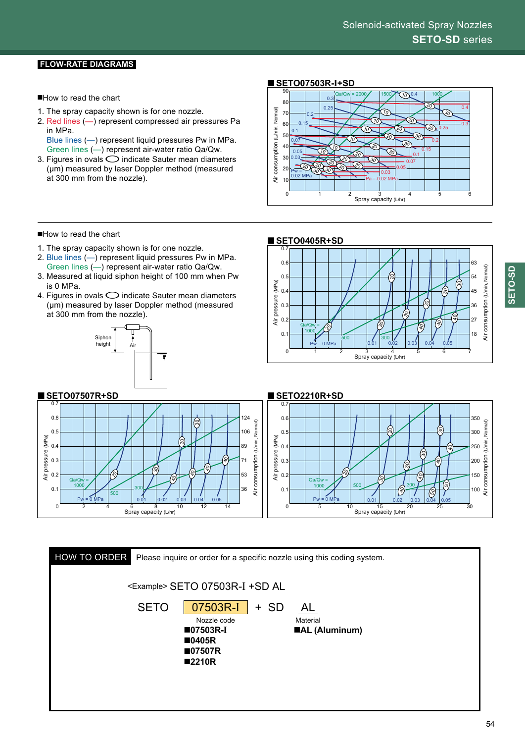## FLOW-RATE DIAGRAMS

■How to read the chart

1. The spray capacity shown is for one nozzle.
2. Red lines (—) represent compressed air pressures Pa in MPa.
   Blue lines (—) represent liquid pressures Pw in MPa.
   Green lines (—) represent air-water ratio Qa/Qw.
3. Figures in ovals ⬭ indicate Sauter mean diameters (μm) measured by laser Doppler method (measured at 300 mm from the nozzle).

### ■ SETO07503R-I+SD

Air consumption (L/min, Normal)
Spray capacity (L/hr)
Qa/Qw = 2000, 1500, 1000
Pw = 0.02 MPa, 0.03, 0.05, 0.07, 0.1, 0.15, 0.2, 0.25, 0.3, 0.4
Pa = 0.02 MPa, 0.03, 0.05, 0.07, 0.1, 0.15, 0.2, 0.25, 0.3, 0.4

---

■How to read the chart

1. The spray capacity shown is for one nozzle.
2. Blue lines (—) represent liquid pressures Pw in MPa.
   Green lines (—) represent air-water ratio Qa/Qw.
3. Measured at liquid siphon height of 100 mm when Pw is 0 MPa.
4. Figures in ovals ⬭ indicate Sauter mean diameters (μm) measured by laser Doppler method (measured at 300 mm from the nozzle).

Siphon height
Air

### ■ SETO0405R+SD

Air pressure (MPa)
Air consumption (L/min, Normal)
Spray capacity (L/hr)
Qa/Qw = 1000, 500, 300
Pw = 0 MPa, 0.01, 0.02, 0.03, 0.04, 0.05

### ■ SETO07507R+SD

Air pressure (MPa)
Air consumption (L/min, Normal)
Spray capacity (L/hr)
Qa/Qw = 1000, 500, 300
Pw = 0 MPa, 0.01, 0.02, 0.03, 0.04, 0.05

### ■ SETO2210R+SD

Air pressure (MPa)
Air consumption (L/min, Normal)
Spray capacity (L/hr)
Qa/Qw = 1000, 500, 300
Pw = 0 MPa, 0.01, 0.02, 0.03, 0.04, 0.05

## HOW TO ORDER

Please inquire or order for a specific nozzle using this coding system.

<Example> SETO 07503R-I +SD AL

SETO | 07503R-I | + SD | AL

Nozzle code
- ■07503R-I
- ■0405R
- ■07507R
- ■2210R

Material
- ■AL (Aluminum)